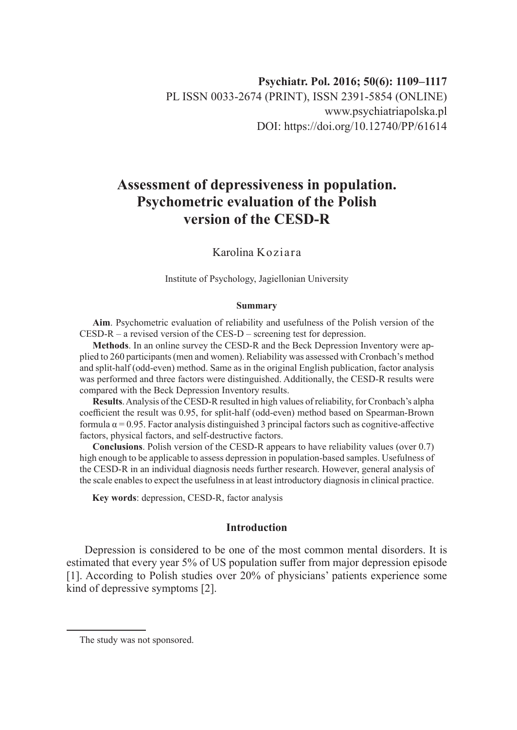Psychiatr. Pol. 2016; 50(6): 1109–1117
PL ISSN 0033-2674 (PRINT), ISSN 2391-5854 (ONLINE)
www.psychiatriapolska.pl
DOI: https://doi.org/10.12740/PP/61614

# Assessment of depressiveness in population. Psychometric evaluation of the Polish version of the CESD-R

Karolina Koziara

Institute of Psychology, Jagiellonian University

### Summary

**Aim**. Psychometric evaluation of reliability and usefulness of the Polish version of the CESD-R – a revised version of the CES-D – screening test for depression.

**Methods**. In an online survey the CESD-R and the Beck Depression Inventory were applied to 260 participants (men and women). Reliability was assessed with Cronbach's method and split-half (odd-even) method. Same as in the original English publication, factor analysis was performed and three factors were distinguished. Additionally, the CESD-R results were compared with the Beck Depression Inventory results.

**Results**. Analysis of the CESD-R resulted in high values of reliability, for Cronbach's alpha coefficient the result was 0.95, for split-half (odd-even) method based on Spearman-Brown formula $\alpha = 0.95$. Factor analysis distinguished 3 principal factors such as cognitive-affective factors, physical factors, and self-destructive factors.

**Conclusions**. Polish version of the CESD-R appears to have reliability values (over 0.7) high enough to be applicable to assess depression in population-based samples. Usefulness of the CESD-R in an individual diagnosis needs further research. However, general analysis of the scale enables to expect the usefulness in at least introductory diagnosis in clinical practice.

**Key words**: depression, CESD-R, factor analysis

## Introduction

Depression is considered to be one of the most common mental disorders. It is estimated that every year 5% of US population suffer from major depression episode [1]. According to Polish studies over 20% of physicians' patients experience some kind of depressive symptoms [2].

The study was not sponsored.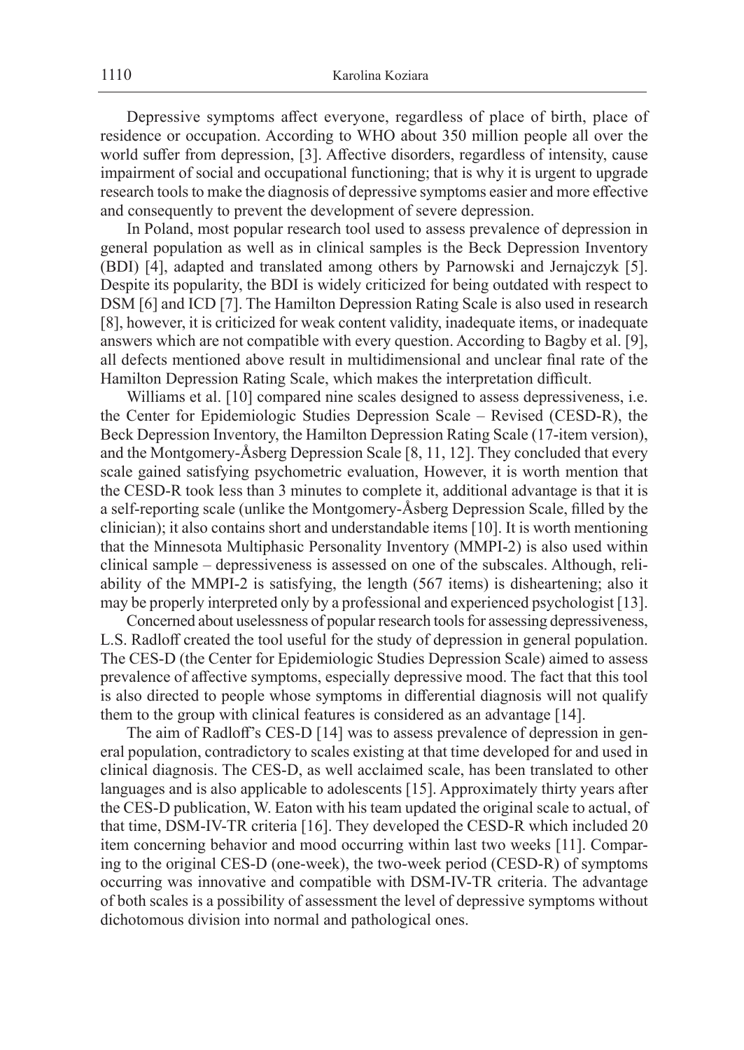Depressive symptoms affect everyone, regardless of place of birth, place of residence or occupation. According to WHO about 350 million people all over the world suffer from depression, [3]. Affective disorders, regardless of intensity, cause impairment of social and occupational functioning; that is why it is urgent to upgrade research tools to make the diagnosis of depressive symptoms easier and more effective and consequently to prevent the development of severe depression.

In Poland, most popular research tool used to assess prevalence of depression in general population as well as in clinical samples is the Beck Depression Inventory (BDI) [4], adapted and translated among others by Parnowski and Jernajczyk [5]. Despite its popularity, the BDI is widely criticized for being outdated with respect to DSM [6] and ICD [7]. The Hamilton Depression Rating Scale is also used in research [8], however, it is criticized for weak content validity, inadequate items, or inadequate answers which are not compatible with every question. According to Bagby et al. [9], all defects mentioned above result in multidimensional and unclear final rate of the Hamilton Depression Rating Scale, which makes the interpretation difficult.

Williams et al. [10] compared nine scales designed to assess depressiveness, i.e. the Center for Epidemiologic Studies Depression Scale – Revised (CESD-R), the Beck Depression Inventory, the Hamilton Depression Rating Scale (17-item version), and the Montgomery-Åsberg Depression Scale [8, 11, 12]. They concluded that every scale gained satisfying psychometric evaluation, However, it is worth mention that the CESD-R took less than 3 minutes to complete it, additional advantage is that it is a self-reporting scale (unlike the Montgomery-Åsberg Depression Scale, filled by the clinician); it also contains short and understandable items [10]. It is worth mentioning that the Minnesota Multiphasic Personality Inventory (MMPI-2) is also used within clinical sample – depressiveness is assessed on one of the subscales. Although, reliability of the MMPI-2 is satisfying, the length (567 items) is disheartening; also it may be properly interpreted only by a professional and experienced psychologist [13].

Concerned about uselessness of popular research tools for assessing depressiveness, L.S. Radloff created the tool useful for the study of depression in general population. The CES-D (the Center for Epidemiologic Studies Depression Scale) aimed to assess prevalence of affective symptoms, especially depressive mood. The fact that this tool is also directed to people whose symptoms in differential diagnosis will not qualify them to the group with clinical features is considered as an advantage [14].

The aim of Radloff's CES-D [14] was to assess prevalence of depression in general population, contradictory to scales existing at that time developed for and used in clinical diagnosis. The CES-D, as well acclaimed scale, has been translated to other languages and is also applicable to adolescents [15]. Approximately thirty years after the CES-D publication, W. Eaton with his team updated the original scale to actual, of that time, DSM-IV-TR criteria [16]. They developed the CESD-R which included 20 item concerning behavior and mood occurring within last two weeks [11]. Comparing to the original CES-D (one-week), the two-week period (CESD-R) of symptoms occurring was innovative and compatible with DSM-IV-TR criteria. The advantage of both scales is a possibility of assessment the level of depressive symptoms without dichotomous division into normal and pathological ones.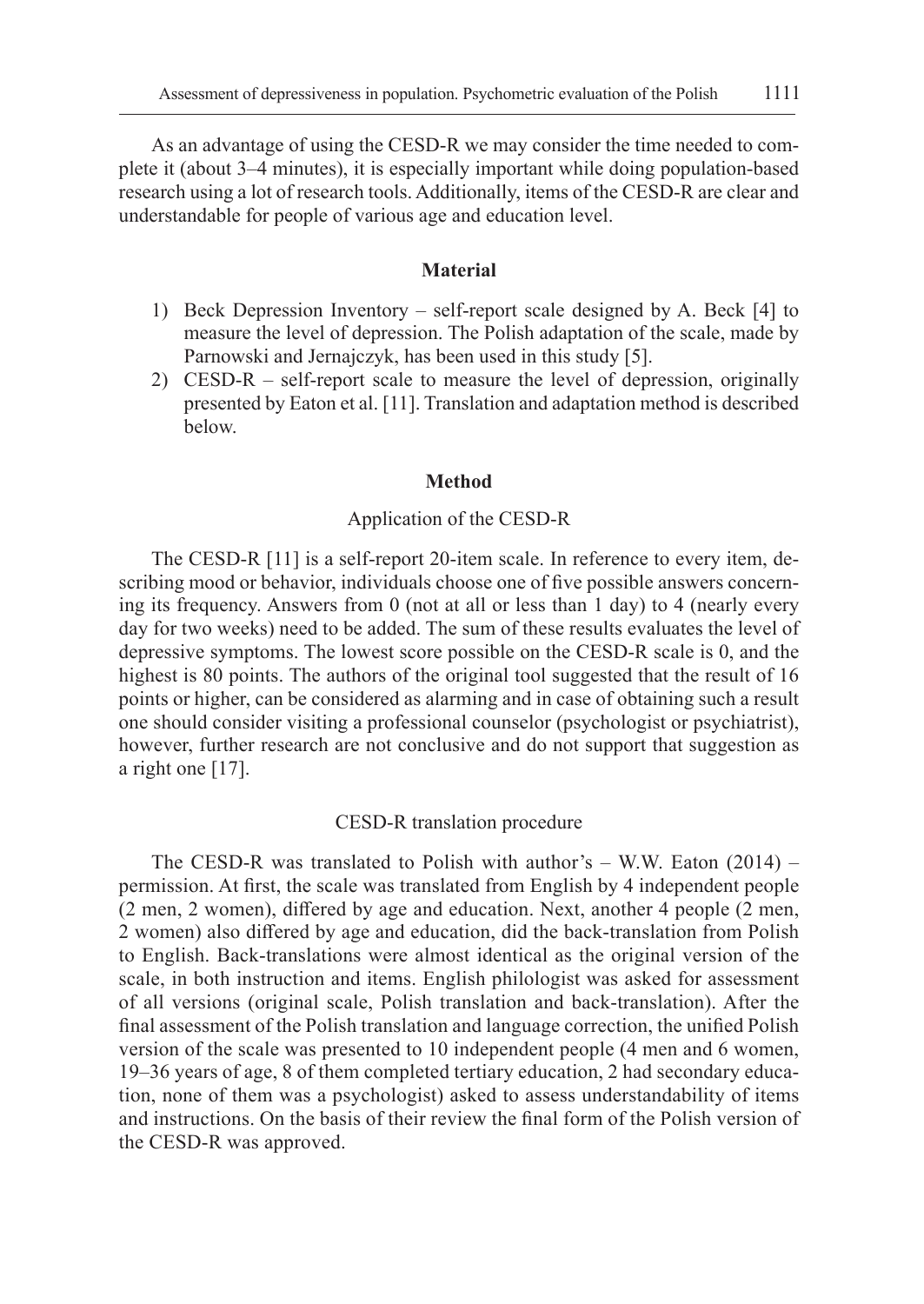As an advantage of using the CESD-R we may consider the time needed to complete it (about 3–4 minutes), it is especially important while doing population-based research using a lot of research tools. Additionally, items of the CESD-R are clear and understandable for people of various age and education level.

## Material

1) Beck Depression Inventory – self-report scale designed by A. Beck [4] to measure the level of depression. The Polish adaptation of the scale, made by Parnowski and Jernajczyk, has been used in this study [5].
2) CESD-R – self-report scale to measure the level of depression, originally presented by Eaton et al. [11]. Translation and adaptation method is described below.

## Method

### Application of the CESD-R

The CESD-R [11] is a self-report 20-item scale. In reference to every item, describing mood or behavior, individuals choose one of five possible answers concerning its frequency. Answers from 0 (not at all or less than 1 day) to 4 (nearly every day for two weeks) need to be added. The sum of these results evaluates the level of depressive symptoms. The lowest score possible on the CESD-R scale is 0, and the highest is 80 points. The authors of the original tool suggested that the result of 16 points or higher, can be considered as alarming and in case of obtaining such a result one should consider visiting a professional counselor (psychologist or psychiatrist), however, further research are not conclusive and do not support that suggestion as a right one [17].

### CESD-R translation procedure

The CESD-R was translated to Polish with author's – W.W. Eaton (2014) – permission. At first, the scale was translated from English by 4 independent people (2 men, 2 women), differed by age and education. Next, another 4 people (2 men, 2 women) also differed by age and education, did the back-translation from Polish to English. Back-translations were almost identical as the original version of the scale, in both instruction and items. English philologist was asked for assessment of all versions (original scale, Polish translation and back-translation). After the final assessment of the Polish translation and language correction, the unified Polish version of the scale was presented to 10 independent people (4 men and 6 women, 19–36 years of age, 8 of them completed tertiary education, 2 had secondary education, none of them was a psychologist) asked to assess understandability of items and instructions. On the basis of their review the final form of the Polish version of the CESD-R was approved.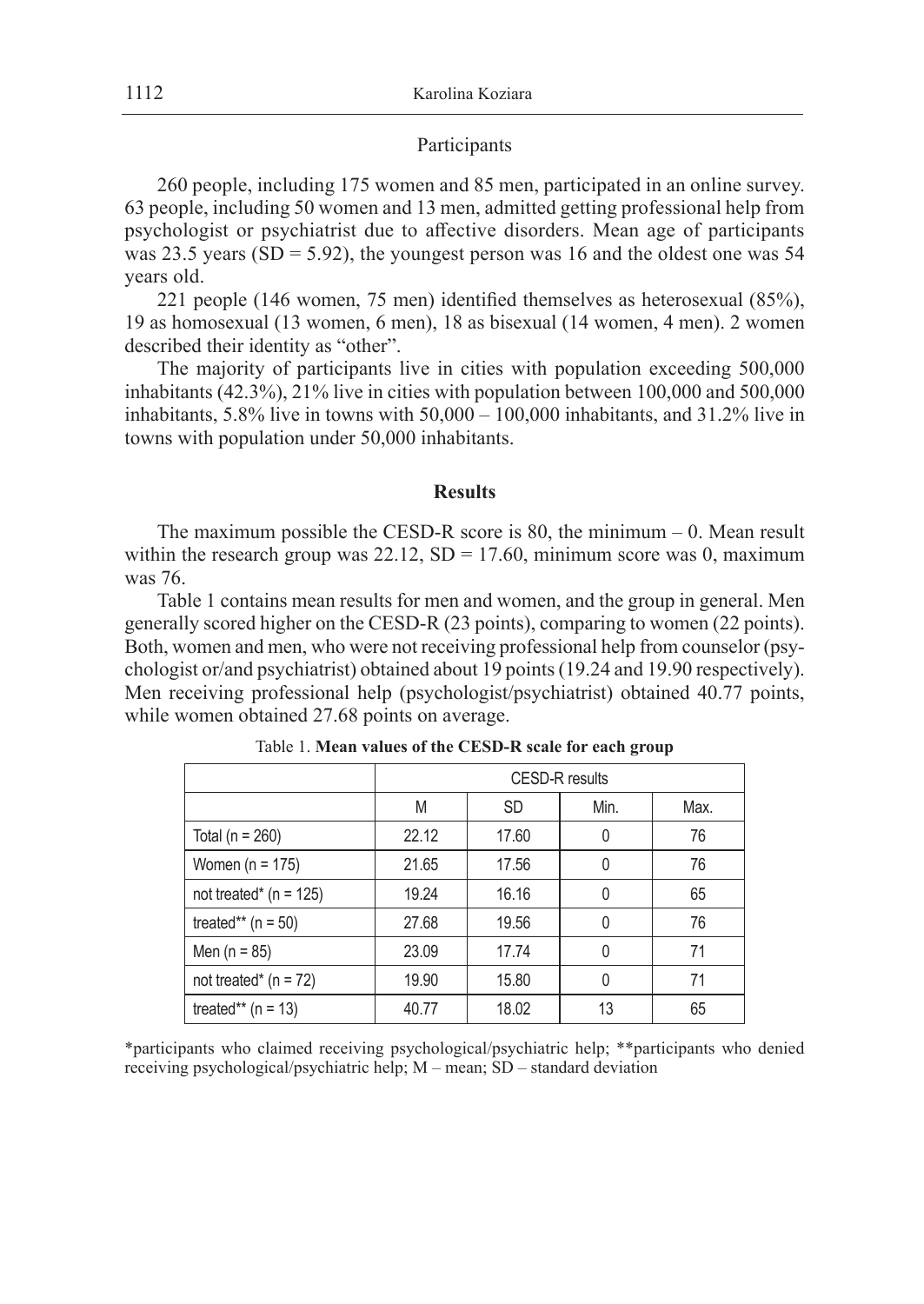Participants

260 people, including 175 women and 85 men, participated in an online survey. 63 people, including 50 women and 13 men, admitted getting professional help from psychologist or psychiatrist due to affective disorders. Mean age of participants was 23.5 years (SD = 5.92), the youngest person was 16 and the oldest one was 54 years old.

221 people (146 women, 75 men) identified themselves as heterosexual (85%), 19 as homosexual (13 women, 6 men), 18 as bisexual (14 women, 4 men). 2 women described their identity as "other".

The majority of participants live in cities with population exceeding 500,000 inhabitants (42.3%), 21% live in cities with population between 100,000 and 500,000 inhabitants, 5.8% live in towns with 50,000 – 100,000 inhabitants, and 31.2% live in towns with population under 50,000 inhabitants.

## Results

The maximum possible the CESD-R score is 80, the minimum – 0. Mean result within the research group was 22.12, SD = 17.60, minimum score was 0, maximum was 76.

Table 1 contains mean results for men and women, and the group in general. Men generally scored higher on the CESD-R (23 points), comparing to women (22 points). Both, women and men, who were not receiving professional help from counselor (psychologist or/and psychiatrist) obtained about 19 points (19.24 and 19.90 respectively). Men receiving professional help (psychologist/psychiatrist) obtained 40.77 points, while women obtained 27.68 points on average.

Table 1. **Mean values of the CESD-R scale for each group**

| | CESD-R results | | | |
|---|---|---|---|---|
| | M | SD | Min. | Max. |
| Total (n = 260) | 22.12 | 17.60 | 0 | 76 |
| Women (n = 175) | 21.65 | 17.56 | 0 | 76 |
| not treated* (n = 125) | 19.24 | 16.16 | 0 | 65 |
| treated** (n = 50) | 27.68 | 19.56 | 0 | 76 |
| Men (n = 85) | 23.09 | 17.74 | 0 | 71 |
| not treated* (n = 72) | 19.90 | 15.80 | 0 | 71 |
| treated** (n = 13) | 40.77 | 18.02 | 13 | 65 |

*participants who claimed receiving psychological/psychiatric help; **participants who denied receiving psychological/psychiatric help; M – mean; SD – standard deviation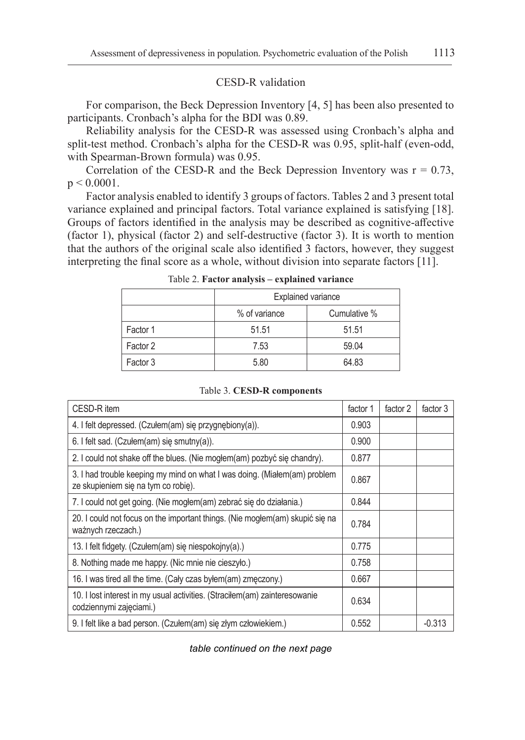## CESD-R validation

For comparison, the Beck Depression Inventory [4, 5] has been also presented to participants. Cronbach's alpha for the BDI was 0.89.

Reliability analysis for the CESD-R was assessed using Cronbach's alpha and split-test method. Cronbach's alpha for the CESD-R was 0.95, split-half (even-odd, with Spearman-Brown formula) was 0.95.

Correlation of the CESD-R and the Beck Depression Inventory was $r = 0.73$, $p < 0.0001$.

Factor analysis enabled to identify 3 groups of factors. Tables 2 and 3 present total variance explained and principal factors. Total variance explained is satisfying [18]. Groups of factors identified in the analysis may be described as cognitive-affective (factor 1), physical (factor 2) and self-destructive (factor 3). It is worth to mention that the authors of the original scale also identified 3 factors, however, they suggest interpreting the final score as a whole, without division into separate factors [11].

Table 2. **Factor analysis – explained variance**

| | Explained variance | |
|---|---|---|
| | % of variance | Cumulative % |
| Factor 1 | 51.51 | 51.51 |
| Factor 2 | 7.53 | 59.04 |
| Factor 3 | 5.80 | 64.83 |

Table 3. **CESD-R components**

| CESD-R item | factor 1 | factor 2 | factor 3 |
|---|---|---|---|
| 4. I felt depressed. (Czułem(am) się przygnębiony(a)). | 0.903 | | |
| 6. I felt sad. (Czułem(am) się smutny(a)). | 0.900 | | |
| 2. I could not shake off the blues. (Nie mogłem(am) pozbyć się chandry). | 0.877 | | |
| 3. I had trouble keeping my mind on what I was doing. (Miałem(am) problem ze skupieniem się na tym co robię). | 0.867 | | |
| 7. I could not get going. (Nie mogłem(am) zebrać się do działania.) | 0.844 | | |
| 20. I could not focus on the important things. (Nie mogłem(am) skupić się na ważnych rzeczach.) | 0.784 | | |
| 13. I felt fidgety. (Czułem(am) się niespokojny(a).) | 0.775 | | |
| 8. Nothing made me happy. (Nic mnie nie cieszyło.) | 0.758 | | |
| 16. I was tired all the time. (Cały czas byłem(am) zmęczony.) | 0.667 | | |
| 10. I lost interest in my usual activities. (Straciłem(am) zainteresowanie codziennymi zajęciami.) | 0.634 | | |
| 9. I felt like a bad person. (Czułem(am) się złym człowiekiem.) | 0.552 | | -0.313 |

*table continued on the next page*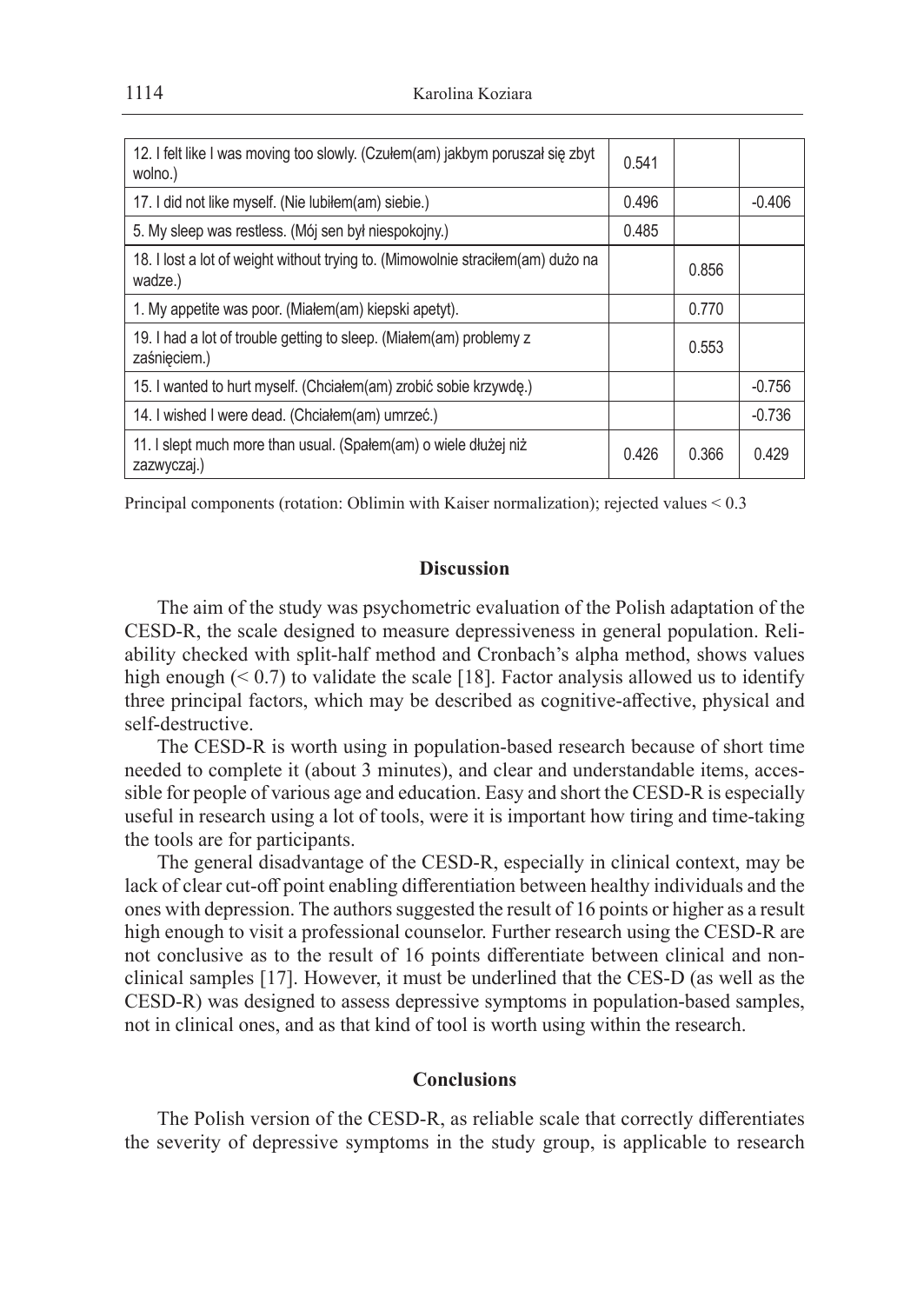| | | | |
|---|---|---|---|
| 12. I felt like I was moving too slowly. (Czułem(am) jakbym poruszał się zbyt wolno.) | 0.541 | | |
| 17. I did not like myself. (Nie lubiłem(am) siebie.) | 0.496 | | -0.406 |
| 5. My sleep was restless. (Mój sen był niespokojny.) | 0.485 | | |
| 18. I lost a lot of weight without trying to. (Mimowolnie straciłem(am) dużo na wadze.) | | 0.856 | |
| 1. My appetite was poor. (Miałem(am) kiepski apetyt). | | 0.770 | |
| 19. I had a lot of trouble getting to sleep. (Miałem(am) problemy z zaśnięciem.) | | 0.553 | |
| 15. I wanted to hurt myself. (Chciałem(am) zrobić sobie krzywdę.) | | | -0.756 |
| 14. I wished I were dead. (Chciałem(am) umrzeć.) | | | -0.736 |
| 11. I slept much more than usual. (Spałem(am) o wiele dłużej niż zazwyczaj.) | 0.426 | 0.366 | 0.429 |

Principal components (rotation: Oblimin with Kaiser normalization); rejected values < 0.3

## Discussion

The aim of the study was psychometric evaluation of the Polish adaptation of the CESD-R, the scale designed to measure depressiveness in general population. Reliability checked with split-half method and Cronbach's alpha method, shows values high enough (< 0.7) to validate the scale [18]. Factor analysis allowed us to identify three principal factors, which may be described as cognitive-affective, physical and self-destructive.

The CESD-R is worth using in population-based research because of short time needed to complete it (about 3 minutes), and clear and understandable items, accessible for people of various age and education. Easy and short the CESD-R is especially useful in research using a lot of tools, were it is important how tiring and time-taking the tools are for participants.

The general disadvantage of the CESD-R, especially in clinical context, may be lack of clear cut-off point enabling differentiation between healthy individuals and the ones with depression. The authors suggested the result of 16 points or higher as a result high enough to visit a professional counselor. Further research using the CESD-R are not conclusive as to the result of 16 points differentiate between clinical and non-clinical samples [17]. However, it must be underlined that the CES-D (as well as the CESD-R) was designed to assess depressive symptoms in population-based samples, not in clinical ones, and as that kind of tool is worth using within the research.

## Conclusions

The Polish version of the CESD-R, as reliable scale that correctly differentiates the severity of depressive symptoms in the study group, is applicable to research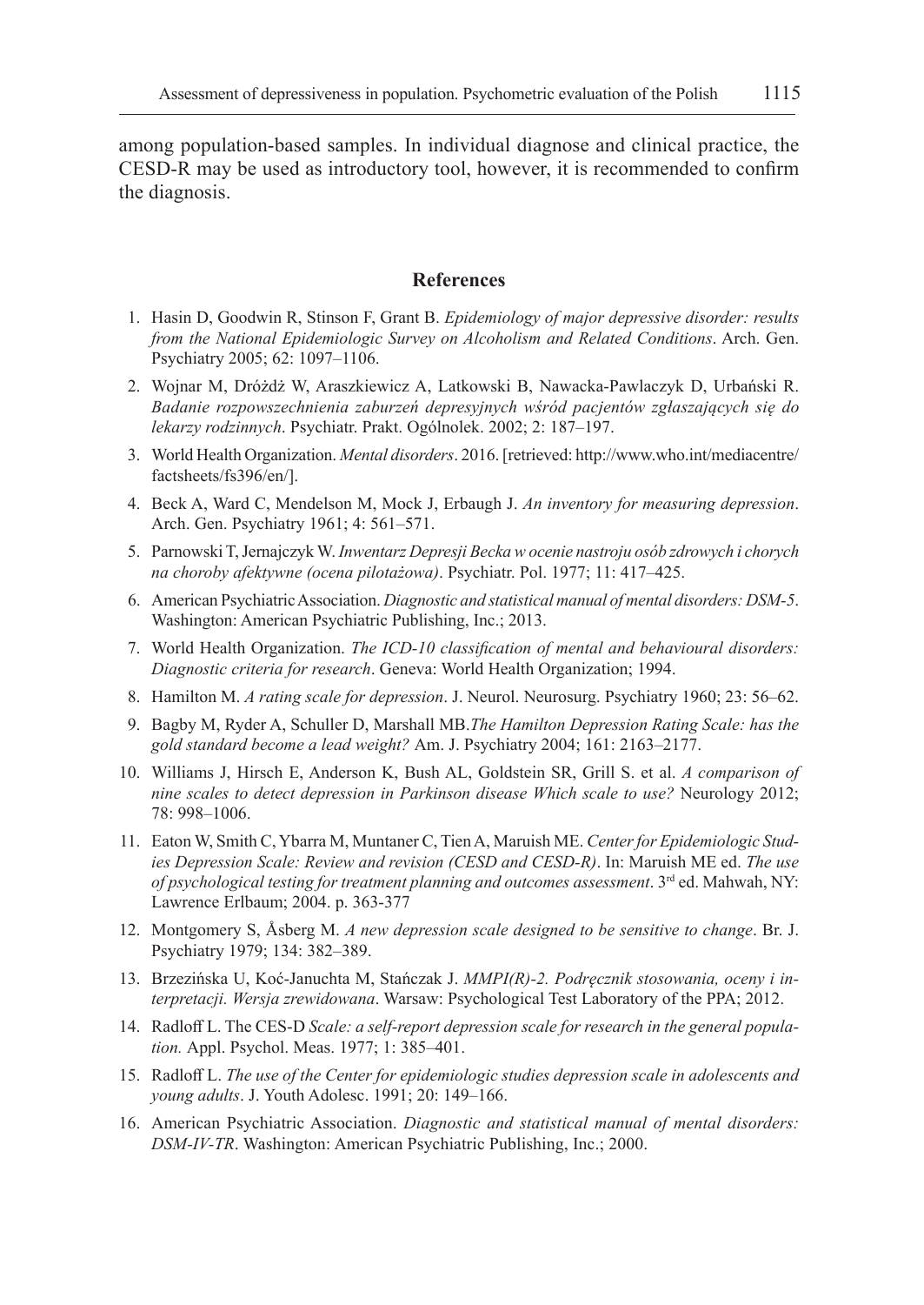among population-based samples. In individual diagnose and clinical practice, the CESD-R may be used as introductory tool, however, it is recommended to confirm the diagnosis.

## References

1. Hasin D, Goodwin R, Stinson F, Grant B. *Epidemiology of major depressive disorder: results from the National Epidemiologic Survey on Alcoholism and Related Conditions*. Arch. Gen. Psychiatry 2005; 62: 1097–1106.
2. Wojnar M, Dróżdż W, Araszkiewicz A, Latkowski B, Nawacka-Pawlaczyk D, Urbański R. *Badanie rozpowszechnienia zaburzeń depresyjnych wśród pacjentów zgłaszających się do lekarzy rodzinnych*. Psychiatr. Prakt. Ogólnolek. 2002; 2: 187–197.
3. World Health Organization. *Mental disorders*. 2016. [retrieved: http://www.who.int/mediacentre/factsheets/fs396/en/].
4. Beck A, Ward C, Mendelson M, Mock J, Erbaugh J. *An inventory for measuring depression*. Arch. Gen. Psychiatry 1961; 4: 561–571.
5. Parnowski T, Jernajczyk W. *Inwentarz Depresji Becka w ocenie nastroju osób zdrowych i chorych na choroby afektywne (ocena pilotażowa)*. Psychiatr. Pol. 1977; 11: 417–425.
6. American Psychiatric Association. *Diagnostic and statistical manual of mental disorders: DSM-5*. Washington: American Psychiatric Publishing, Inc.; 2013.
7. World Health Organization. *The ICD-10 classification of mental and behavioural disorders: Diagnostic criteria for research*. Geneva: World Health Organization; 1994.
8. Hamilton M. *A rating scale for depression*. J. Neurol. Neurosurg. Psychiatry 1960; 23: 56–62.
9. Bagby M, Ryder A, Schuller D, Marshall MB.*The Hamilton Depression Rating Scale: has the gold standard become a lead weight?* Am. J. Psychiatry 2004; 161: 2163–2177.
10. Williams J, Hirsch E, Anderson K, Bush AL, Goldstein SR, Grill S. et al. *A comparison of nine scales to detect depression in Parkinson disease Which scale to use?* Neurology 2012; 78: 998–1006.
11. Eaton W, Smith C, Ybarra M, Muntaner C, Tien A, Maruish ME. *Center for Epidemiologic Studies Depression Scale: Review and revision (CESD and CESD-R)*. In: Maruish ME ed. *The use of psychological testing for treatment planning and outcomes assessment*. 3rd ed. Mahwah, NY: Lawrence Erlbaum; 2004. p. 363-377
12. Montgomery S, Åsberg M. *A new depression scale designed to be sensitive to change*. Br. J. Psychiatry 1979; 134: 382–389.
13. Brzezińska U, Koć-Januchta M, Stańczak J. *MMPI(R)-2. Podręcznik stosowania, oceny i interpretacji. Wersja zrewidowana*. Warsaw: Psychological Test Laboratory of the PPA; 2012.
14. Radloff L. The CES-D *Scale: a self-report depression scale for research in the general population.* Appl. Psychol. Meas. 1977; 1: 385–401.
15. Radloff L. *The use of the Center for epidemiologic studies depression scale in adolescents and young adults*. J. Youth Adolesc. 1991; 20: 149–166.
16. American Psychiatric Association. *Diagnostic and statistical manual of mental disorders: DSM-IV-TR*. Washington: American Psychiatric Publishing, Inc.; 2000.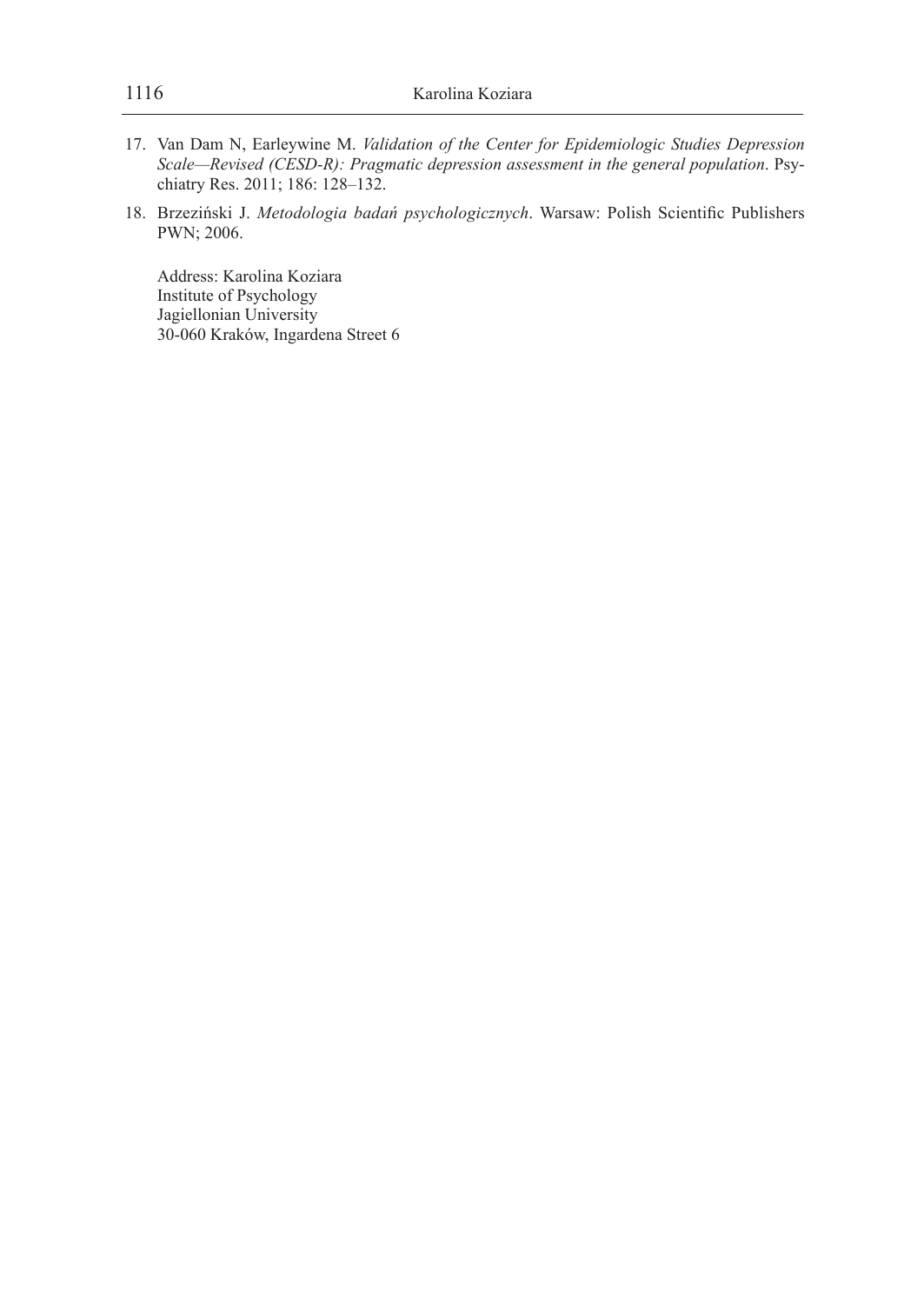17. Van Dam N, Earleywine M. *Validation of the Center for Epidemiologic Studies Depression Scale—Revised (CESD-R): Pragmatic depression assessment in the general population*. Psychiatry Res. 2011; 186: 128–132.

18. Brzeziński J. *Metodologia badań psychologicznych*. Warsaw: Polish Scientific Publishers PWN; 2006.

Address: Karolina Koziara
Institute of Psychology
Jagiellonian University
30-060 Kraków, Ingardena Street 6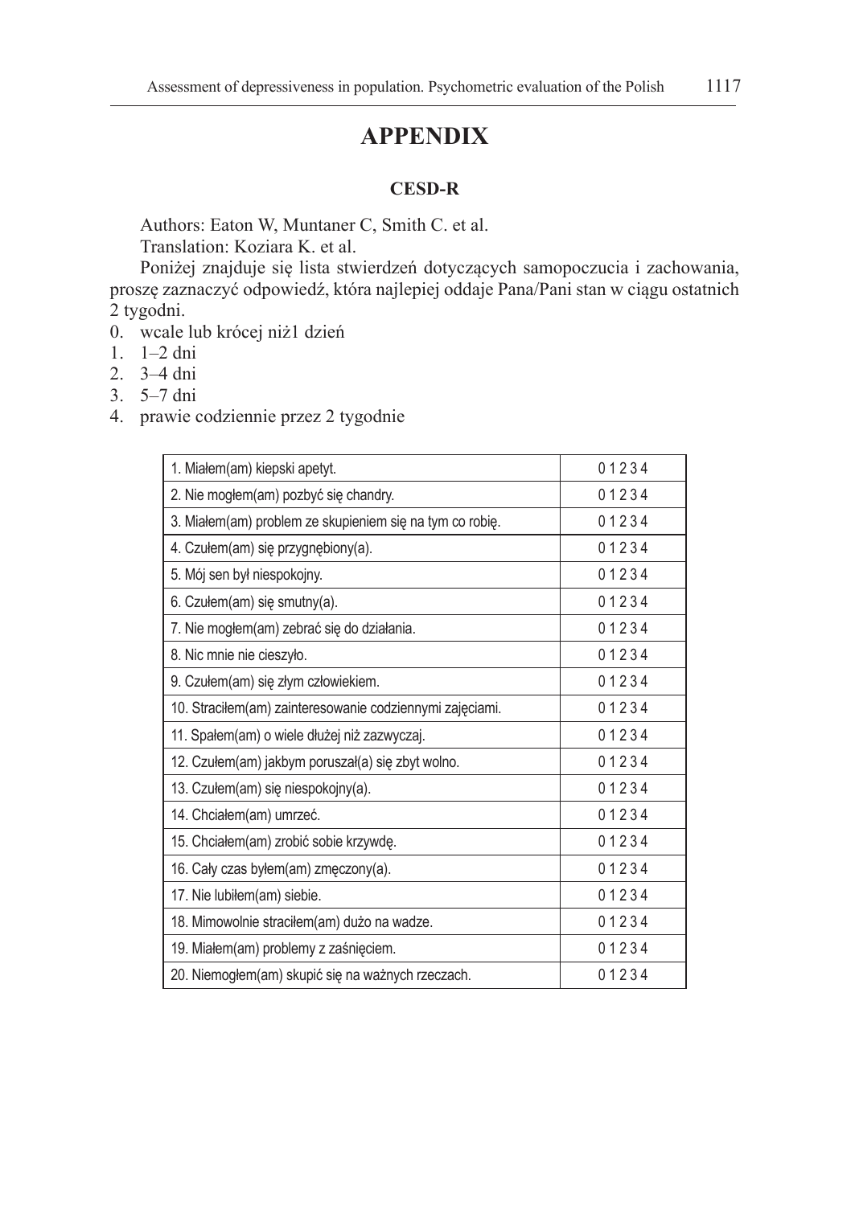# APPENDIX

### CESD-R

Authors: Eaton W, Muntaner C, Smith C. et al.

Translation: Koziara K. et al.

Poniżej znajduje się lista stwierdzeń dotyczących samopoczucia i zachowania, proszę zaznaczyć odpowiedź, która najlepiej oddaje Pana/Pani stan w ciągu ostatnich 2 tygodni.

0. wcale lub krócej niż1 dzień
1. 1–2 dni
2. 3–4 dni
3. 5–7 dni
4. prawie codziennie przez 2 tygodnie

| | |
|---|---|
| 1. Miałem(am) kiepski apetyt. | 0 1 2 3 4 |
| 2. Nie mogłem(am) pozbyć się chandry. | 0 1 2 3 4 |
| 3. Miałem(am) problem ze skupieniem się na tym co robię. | 0 1 2 3 4 |
| 4. Czułem(am) się przygnębiony(a). | 0 1 2 3 4 |
| 5. Mój sen był niespokojny. | 0 1 2 3 4 |
| 6. Czułem(am) się smutny(a). | 0 1 2 3 4 |
| 7. Nie mogłem(am) zebrać się do działania. | 0 1 2 3 4 |
| 8. Nic mnie nie cieszyło. | 0 1 2 3 4 |
| 9. Czułem(am) się złym człowiekiem. | 0 1 2 3 4 |
| 10. Straciłem(am) zainteresowanie codziennymi zajęciami. | 0 1 2 3 4 |
| 11. Spałem(am) o wiele dłużej niż zazwyczaj. | 0 1 2 3 4 |
| 12. Czułem(am) jakbym poruszał(a) się zbyt wolno. | 0 1 2 3 4 |
| 13. Czułem(am) się niespokojny(a). | 0 1 2 3 4 |
| 14. Chciałem(am) umrzeć. | 0 1 2 3 4 |
| 15. Chciałem(am) zrobić sobie krzywdę. | 0 1 2 3 4 |
| 16. Cały czas byłem(am) zmęczony(a). | 0 1 2 3 4 |
| 17. Nie lubiłem(am) siebie. | 0 1 2 3 4 |
| 18. Mimowolnie straciłem(am) dużo na wadze. | 0 1 2 3 4 |
| 19. Miałem(am) problemy z zaśnięciem. | 0 1 2 3 4 |
| 20. Niemogłem(am) skupić się na ważnych rzeczach. | 0 1 2 3 4 |